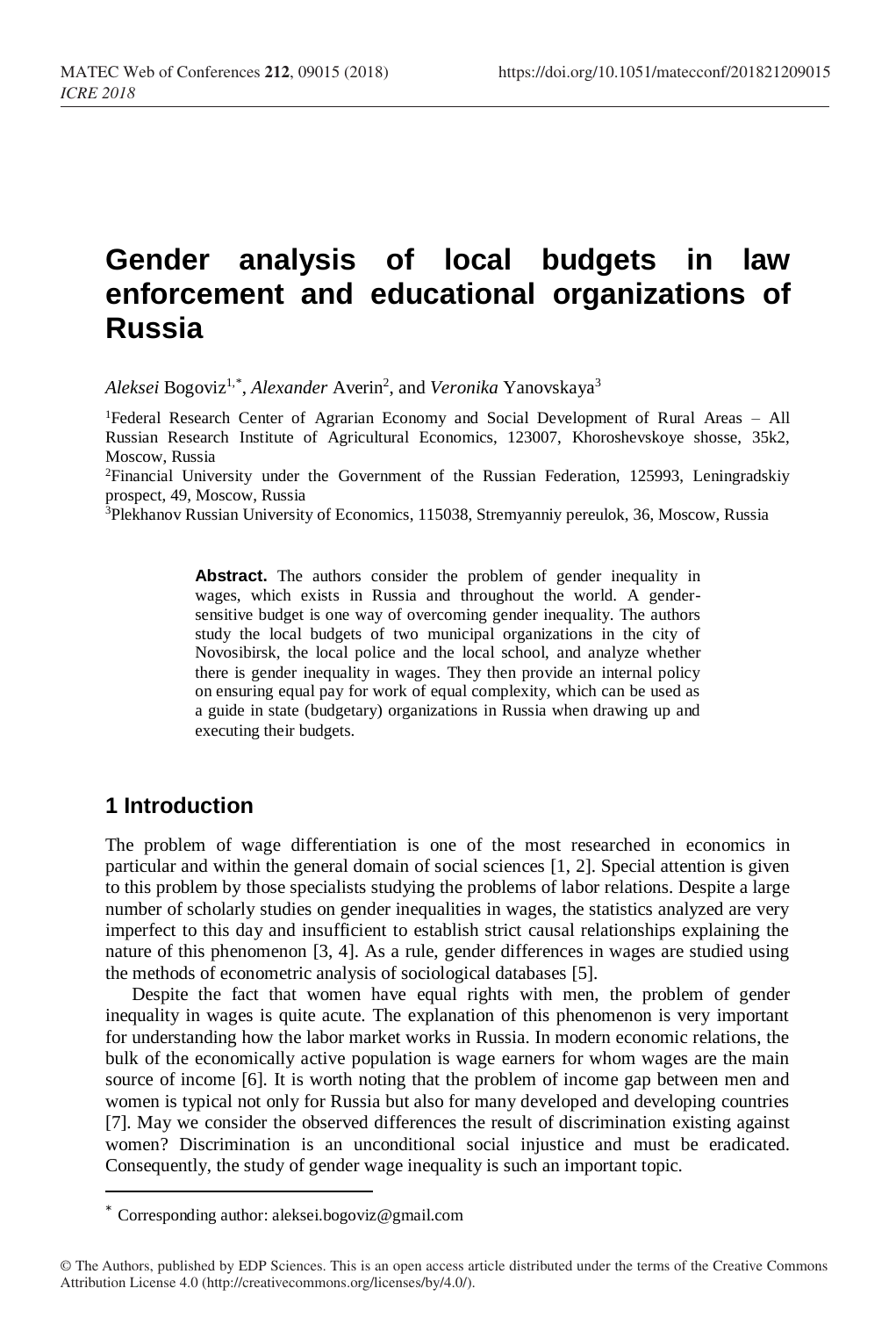# Gender analysis of local budgets in law enforcement and educational organizations of Russia

*Aleksei* Bogoviz[1,*], *Alexander* Averin[2], and *Veronika* Yanovskaya[3]

[1]Federal Research Center of Agrarian Economy and Social Development of Rural Areas – All Russian Research Institute of Agricultural Economics, 123007, Khoroshevskoye shosse, 35k2, Moscow, Russia

[2]Financial University under the Government of the Russian Federation, 125993, Leningradskiy prospect, 49, Moscow, Russia

[3]Plekhanov Russian University of Economics, 115038, Stremyanniy pereulok, 36, Moscow, Russia

**Abstract.** The authors consider the problem of gender inequality in wages, which exists in Russia and throughout the world. A gender-sensitive budget is one way of overcoming gender inequality. The authors study the local budgets of two municipal organizations in the city of Novosibirsk, the local police and the local school, and analyze whether there is gender inequality in wages. They then provide an internal policy on ensuring equal pay for work of equal complexity, which can be used as a guide in state (budgetary) organizations in Russia when drawing up and executing their budgets.

## 1 Introduction

The problem of wage differentiation is one of the most researched in economics in particular and within the general domain of social sciences [1, 2]. Special attention is given to this problem by those specialists studying the problems of labor relations. Despite a large number of scholarly studies on gender inequalities in wages, the statistics analyzed are very imperfect to this day and insufficient to establish strict causal relationships explaining the nature of this phenomenon [3, 4]. As a rule, gender differences in wages are studied using the methods of econometric analysis of sociological databases [5].

Despite the fact that women have equal rights with men, the problem of gender inequality in wages is quite acute. The explanation of this phenomenon is very important for understanding how the labor market works in Russia. In modern economic relations, the bulk of the economically active population is wage earners for whom wages are the main source of income [6]. It is worth noting that the problem of income gap between men and women is typical not only for Russia but also for many developed and developing countries [7]. May we consider the observed differences the result of discrimination existing against women? Discrimination is an unconditional social injustice and must be eradicated. Consequently, the study of gender wage inequality is such an important topic.

* Corresponding author: aleksei.bogoviz@gmail.com

© The Authors, published by EDP Sciences. This is an open access article distributed under the terms of the Creative Commons Attribution License 4.0 (http://creativecommons.org/licenses/by/4.0/).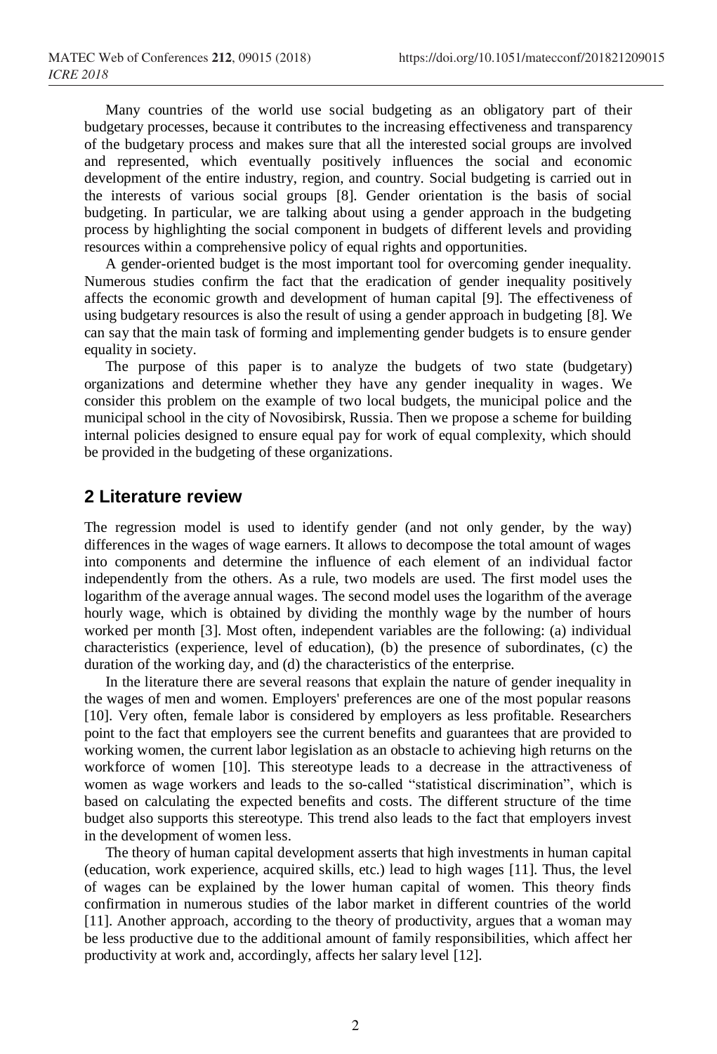Many countries of the world use social budgeting as an obligatory part of their budgetary processes, because it contributes to the increasing effectiveness and transparency of the budgetary process and makes sure that all the interested social groups are involved and represented, which eventually positively influences the social and economic development of the entire industry, region, and country. Social budgeting is carried out in the interests of various social groups [8]. Gender orientation is the basis of social budgeting. In particular, we are talking about using a gender approach in the budgeting process by highlighting the social component in budgets of different levels and providing resources within a comprehensive policy of equal rights and opportunities.

A gender-oriented budget is the most important tool for overcoming gender inequality. Numerous studies confirm the fact that the eradication of gender inequality positively affects the economic growth and development of human capital [9]. The effectiveness of using budgetary resources is also the result of using a gender approach in budgeting [8]. We can say that the main task of forming and implementing gender budgets is to ensure gender equality in society.

The purpose of this paper is to analyze the budgets of two state (budgetary) organizations and determine whether they have any gender inequality in wages. We consider this problem on the example of two local budgets, the municipal police and the municipal school in the city of Novosibirsk, Russia. Then we propose a scheme for building internal policies designed to ensure equal pay for work of equal complexity, which should be provided in the budgeting of these organizations.

## 2 Literature review

The regression model is used to identify gender (and not only gender, by the way) differences in the wages of wage earners. It allows to decompose the total amount of wages into components and determine the influence of each element of an individual factor independently from the others. As a rule, two models are used. The first model uses the logarithm of the average annual wages. The second model uses the logarithm of the average hourly wage, which is obtained by dividing the monthly wage by the number of hours worked per month [3]. Most often, independent variables are the following: (a) individual characteristics (experience, level of education), (b) the presence of subordinates, (c) the duration of the working day, and (d) the characteristics of the enterprise.

In the literature there are several reasons that explain the nature of gender inequality in the wages of men and women. Employers' preferences are one of the most popular reasons [10]. Very often, female labor is considered by employers as less profitable. Researchers point to the fact that employers see the current benefits and guarantees that are provided to working women, the current labor legislation as an obstacle to achieving high returns on the workforce of women [10]. This stereotype leads to a decrease in the attractiveness of women as wage workers and leads to the so-called "statistical discrimination", which is based on calculating the expected benefits and costs. The different structure of the time budget also supports this stereotype. This trend also leads to the fact that employers invest in the development of women less.

The theory of human capital development asserts that high investments in human capital (education, work experience, acquired skills, etc.) lead to high wages [11]. Thus, the level of wages can be explained by the lower human capital of women. This theory finds confirmation in numerous studies of the labor market in different countries of the world [11]. Another approach, according to the theory of productivity, argues that a woman may be less productive due to the additional amount of family responsibilities, which affect her productivity at work and, accordingly, affects her salary level [12].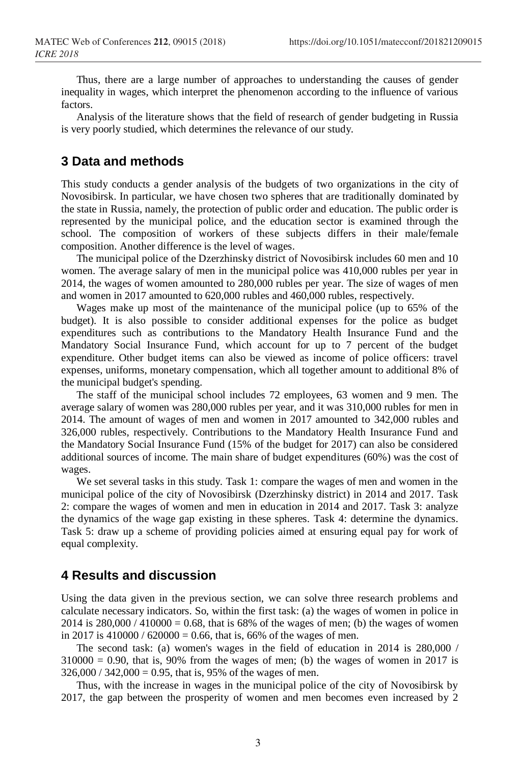Thus, there are a large number of approaches to understanding the causes of gender inequality in wages, which interpret the phenomenon according to the influence of various factors.

Analysis of the literature shows that the field of research of gender budgeting in Russia is very poorly studied, which determines the relevance of our study.

## 3 Data and methods

This study conducts a gender analysis of the budgets of two organizations in the city of Novosibirsk. In particular, we have chosen two spheres that are traditionally dominated by the state in Russia, namely, the protection of public order and education. The public order is represented by the municipal police, and the education sector is examined through the school. The composition of workers of these subjects differs in their male/female composition. Another difference is the level of wages.

The municipal police of the Dzerzhinsky district of Novosibirsk includes 60 men and 10 women. The average salary of men in the municipal police was 410,000 rubles per year in 2014, the wages of women amounted to 280,000 rubles per year. The size of wages of men and women in 2017 amounted to 620,000 rubles and 460,000 rubles, respectively.

Wages make up most of the maintenance of the municipal police (up to 65% of the budget). It is also possible to consider additional expenses for the police as budget expenditures such as contributions to the Mandatory Health Insurance Fund and the Mandatory Social Insurance Fund, which account for up to 7 percent of the budget expenditure. Other budget items can also be viewed as income of police officers: travel expenses, uniforms, monetary compensation, which all together amount to additional 8% of the municipal budget's spending.

The staff of the municipal school includes 72 employees, 63 women and 9 men. The average salary of women was 280,000 rubles per year, and it was 310,000 rubles for men in 2014. The amount of wages of men and women in 2017 amounted to 342,000 rubles and 326,000 rubles, respectively. Contributions to the Mandatory Health Insurance Fund and the Mandatory Social Insurance Fund (15% of the budget for 2017) can also be considered additional sources of income. The main share of budget expenditures (60%) was the cost of wages.

We set several tasks in this study. Task 1: compare the wages of men and women in the municipal police of the city of Novosibirsk (Dzerzhinsky district) in 2014 and 2017. Task 2: compare the wages of women and men in education in 2014 and 2017. Task 3: analyze the dynamics of the wage gap existing in these spheres. Task 4: determine the dynamics. Task 5: draw up a scheme of providing policies aimed at ensuring equal pay for work of equal complexity.

## 4 Results and discussion

Using the data given in the previous section, we can solve three research problems and calculate necessary indicators. So, within the first task: (a) the wages of women in police in 2014 is 280,000 / 410000 = 0.68, that is 68% of the wages of men; (b) the wages of women in 2017 is 410000 / 620000 = 0.66, that is, 66% of the wages of men.

The second task: (a) women's wages in the field of education in 2014 is 280,000 / 310000 = 0.90, that is, 90% from the wages of men; (b) the wages of women in 2017 is 326,000 / 342,000 = 0.95, that is, 95% of the wages of men.

Thus, with the increase in wages in the municipal police of the city of Novosibirsk by 2017, the gap between the prosperity of women and men becomes even increased by 2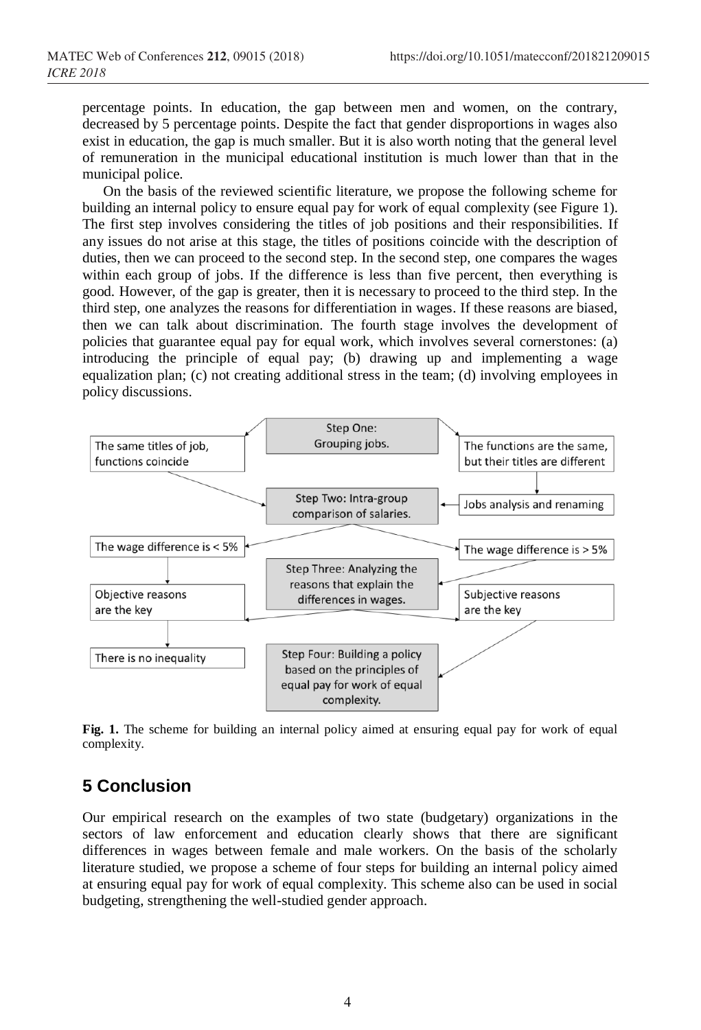percentage points. In education, the gap between men and women, on the contrary, decreased by 5 percentage points. Despite the fact that gender disproportions in wages also exist in education, the gap is much smaller. But it is also worth noting that the general level of remuneration in the municipal educational institution is much lower than that in the municipal police.

On the basis of the reviewed scientific literature, we propose the following scheme for building an internal policy to ensure equal pay for work of equal complexity (see Figure 1). The first step involves considering the titles of job positions and their responsibilities. If any issues do not arise at this stage, the titles of positions coincide with the description of duties, then we can proceed to the second step. In the second step, one compares the wages within each group of jobs. If the difference is less than five percent, then everything is good. However, of the gap is greater, then it is necessary to proceed to the third step. In the third step, one analyzes the reasons for differentiation in wages. If these reasons are biased, then we can talk about discrimination. The fourth stage involves the development of policies that guarantee equal pay for equal work, which involves several cornerstones: (a) introducing the principle of equal pay; (b) drawing up and implementing a wage equalization plan; (c) not creating additional stress in the team; (d) involving employees in policy discussions.

Step One: Grouping jobs.

The same titles of job, functions coincide

The functions are the same, but their titles are different

Jobs analysis and renaming

Step Two: Intra-group comparison of salaries.

The wage difference is < 5%

The wage difference is > 5%

Step Three: Analyzing the reasons that explain the differences in wages.

Objective reasons are the key

Subjective reasons are the key

There is no inequality

Step Four: Building a policy based on the principles of equal pay for work of equal complexity.

**Fig. 1.** The scheme for building an internal policy aimed at ensuring equal pay for work of equal complexity.

## 5 Conclusion

Our empirical research on the examples of two state (budgetary) organizations in the sectors of law enforcement and education clearly shows that there are significant differences in wages between female and male workers. On the basis of the scholarly literature studied, we propose a scheme of four steps for building an internal policy aimed at ensuring equal pay for work of equal complexity. This scheme also can be used in social budgeting, strengthening the well-studied gender approach.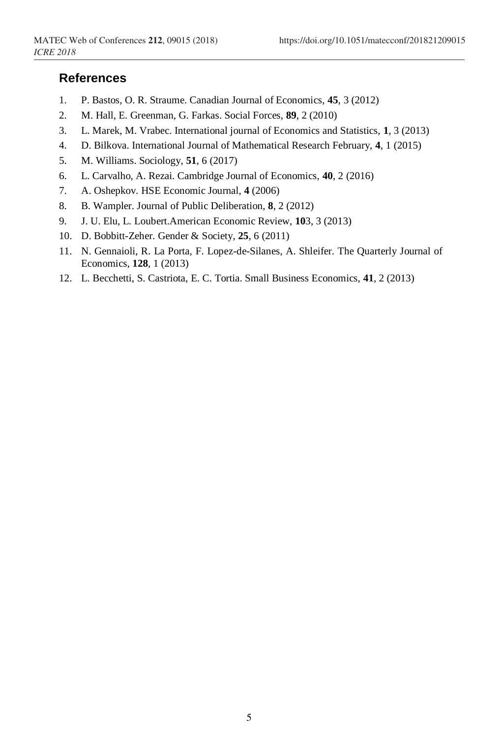## References

1. P. Bastos, O. R. Straume. Canadian Journal of Economics, **45**, 3 (2012)
2. M. Hall, E. Greenman, G. Farkas. Social Forces, **89**, 2 (2010)
3. L. Marek, M. Vrabec. International journal of Economics and Statistics, **1**, 3 (2013)
4. D. Bilkova. International Journal of Mathematical Research February, **4**, 1 (2015)
5. M. Williams. Sociology, **51**, 6 (2017)
6. L. Carvalho, A. Rezai. Cambridge Journal of Economics, **40**, 2 (2016)
7. A. Oshepkov. HSE Economic Journal, **4** (2006)
8. B. Wampler. Journal of Public Deliberation, **8**, 2 (2012)
9. J. U. Elu, L. Loubert.American Economic Review, **10**3, 3 (2013)
10. D. Bobbitt-Zeher. Gender & Society, **25**, 6 (2011)
11. N. Gennaioli, R. La Porta, F. Lopez-de-Silanes, A. Shleifer. The Quarterly Journal of Economics, **128**, 1 (2013)
12. L. Becchetti, S. Castriota, E. C. Tortia. Small Business Economics, **41**, 2 (2013)